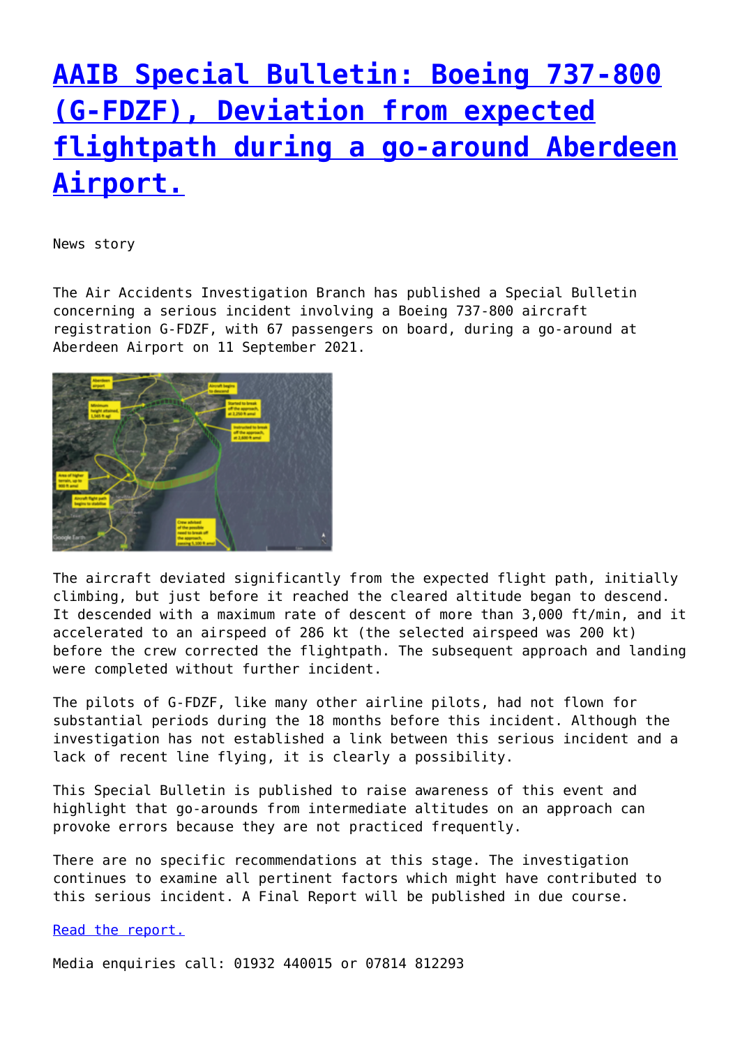# [AAIB Special Bulletin: Boeing 737-800 (G-FDZF), Deviation from expected flightpath during a go-around Aberdeen Airport.]()

News story

The Air Accidents Investigation Branch has published a Special Bulletin concerning a serious incident involving a Boeing 737-800 aircraft registration G-FDZF, with 67 passengers on board, during a go-around at Aberdeen Airport on 11 September 2021.

The aircraft deviated significantly from the expected flight path, initially climbing, but just before it reached the cleared altitude began to descend. It descended with a maximum rate of descent of more than 3,000 ft/min, and it accelerated to an airspeed of 286 kt (the selected airspeed was 200 kt) before the crew corrected the flightpath. The subsequent approach and landing were completed without further incident.

The pilots of G-FDZF, like many other airline pilots, had not flown for substantial periods during the 18 months before this incident. Although the investigation has not established a link between this serious incident and a lack of recent line flying, it is clearly a possibility.

This Special Bulletin is published to raise awareness of this event and highlight that go-arounds from intermediate altitudes on an approach can provoke errors because they are not practiced frequently.

There are no specific recommendations at this stage. The investigation continues to examine all pertinent factors which might have contributed to this serious incident. A Final Report will be published in due course.

[Read the report.]()

Media enquiries call: 01932 440015 or 07814 812293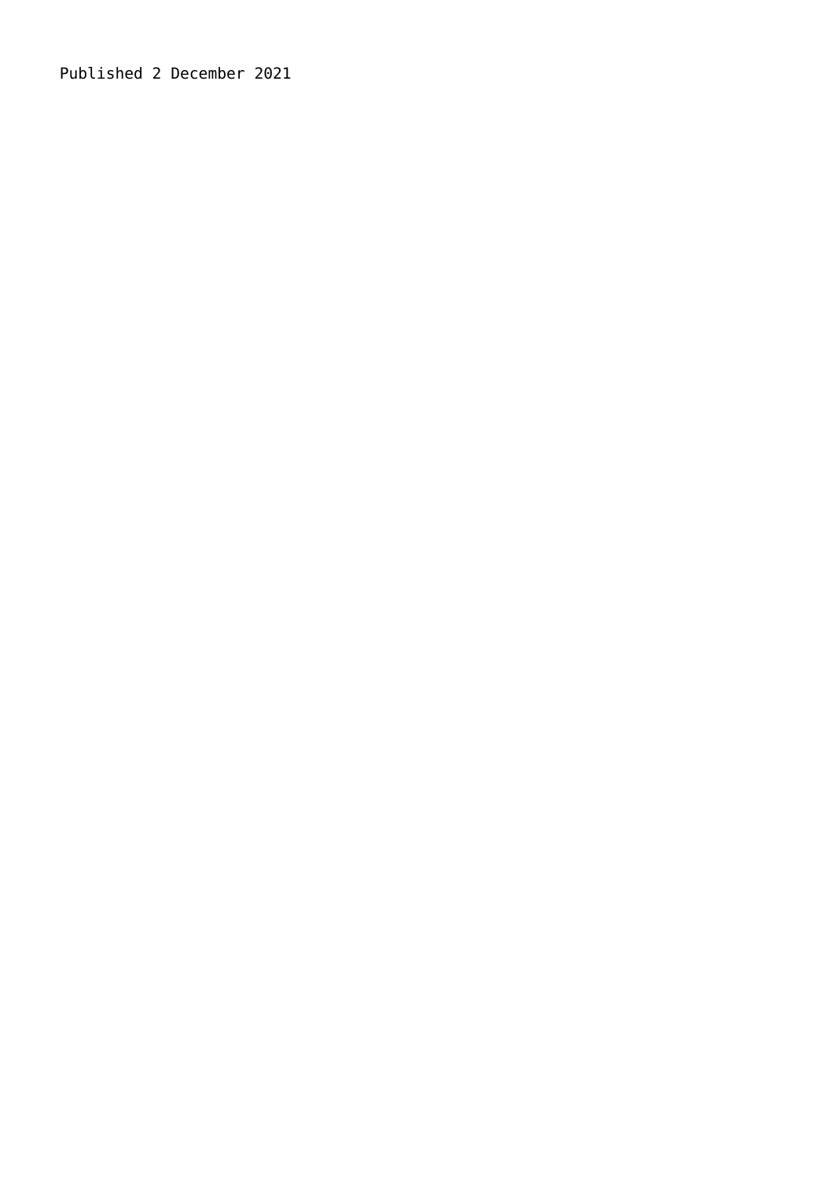Published 2 December 2021